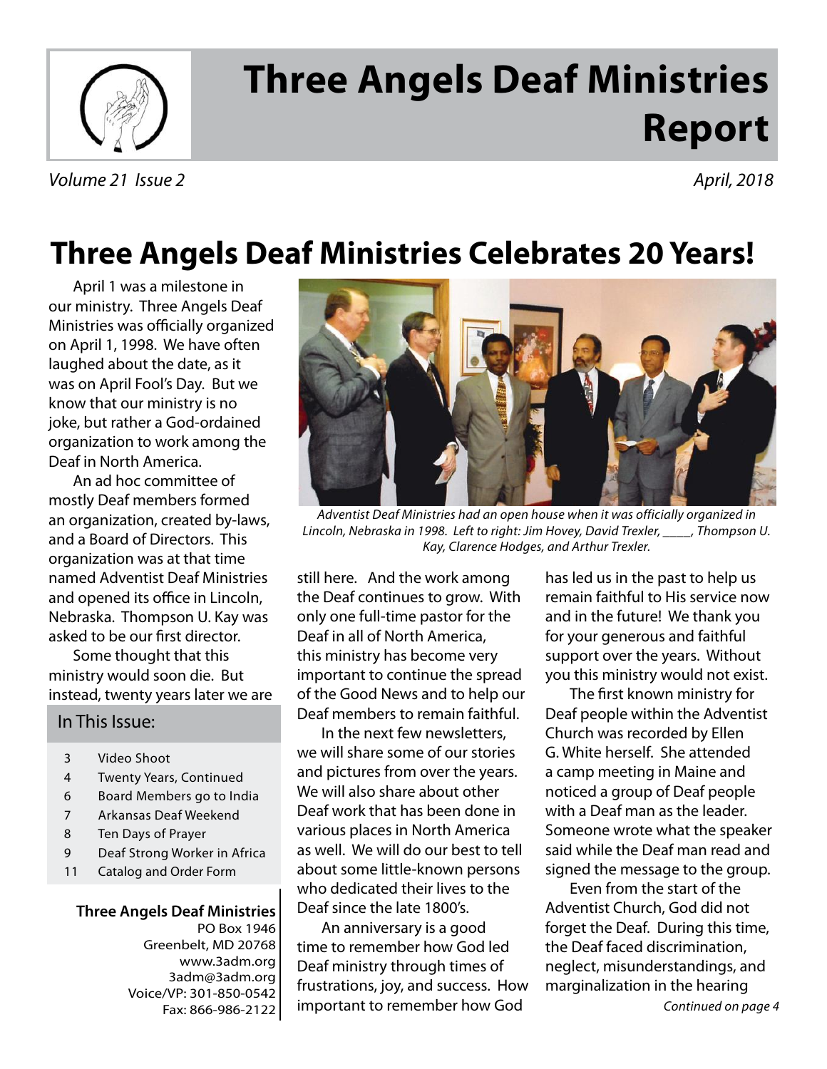# Three Angels Deaf Ministries Report

*Volume 21 Issue 2* *April, 2018*

## Three Angels Deaf Ministries Celebrates 20 Years!

April 1 was a milestone in our ministry. Three Angels Deaf Ministries was officially organized on April 1, 1998. We have often laughed about the date, as it was on April Fool's Day. But we know that our ministry is no joke, but rather a God-ordained organization to work among the Deaf in North America.

An ad hoc committee of mostly Deaf members formed an organization, created by-laws, and a Board of Directors. This organization was at that time named Adventist Deaf Ministries and opened its office in Lincoln, Nebraska. Thompson U. Kay was asked to be our first director.

Some thought that this ministry would soon die. But instead, twenty years later we are still here. And the work among the Deaf continues to grow. With only one full-time pastor for the Deaf in all of North America, this ministry has become very important to continue the spread of the Good News and to help our Deaf members to remain faithful.

*Adventist Deaf Ministries had an open house when it was officially organized in Lincoln, Nebraska in 1998. Left to right: Jim Hovey, David Trexler, ____, Thompson U. Kay, Clarence Hodges, and Arthur Trexler.*

In the next few newsletters, we will share some of our stories and pictures from over the years. We will also share about other Deaf work that has been done in various places in North America as well. We will do our best to tell about some little-known persons who dedicated their lives to the Deaf since the late 1800's.

An anniversary is a good time to remember how God led Deaf ministry through times of frustrations, joy, and success. How important to remember how God has led us in the past to help us remain faithful to His service now and in the future! We thank you for your generous and faithful support over the years. Without you this ministry would not exist.

The first known ministry for Deaf people within the Adventist Church was recorded by Ellen G. White herself. She attended a camp meeting in Maine and noticed a group of Deaf people with a Deaf man as the leader. Someone wrote what the speaker said while the Deaf man read and signed the message to the group.

Even from the start of the Adventist Church, God did not forget the Deaf. During this time, the Deaf faced discrimination, neglect, misunderstandings, and marginalization in the hearing

*Continued on page 4*

### In This Issue:

| | |
|---|---|
| 3 | Video Shoot |
| 4 | Twenty Years, Continued |
| 6 | Board Members go to India |
| 7 | Arkansas Deaf Weekend |
| 8 | Ten Days of Prayer |
| 9 | Deaf Strong Worker in Africa |
| 11 | Catalog and Order Form |

**Three Angels Deaf Ministries**
PO Box 1946
Greenbelt, MD 20768
www.3adm.org
3adm@3adm.org
Voice/VP: 301-850-0542
Fax: 866-986-2122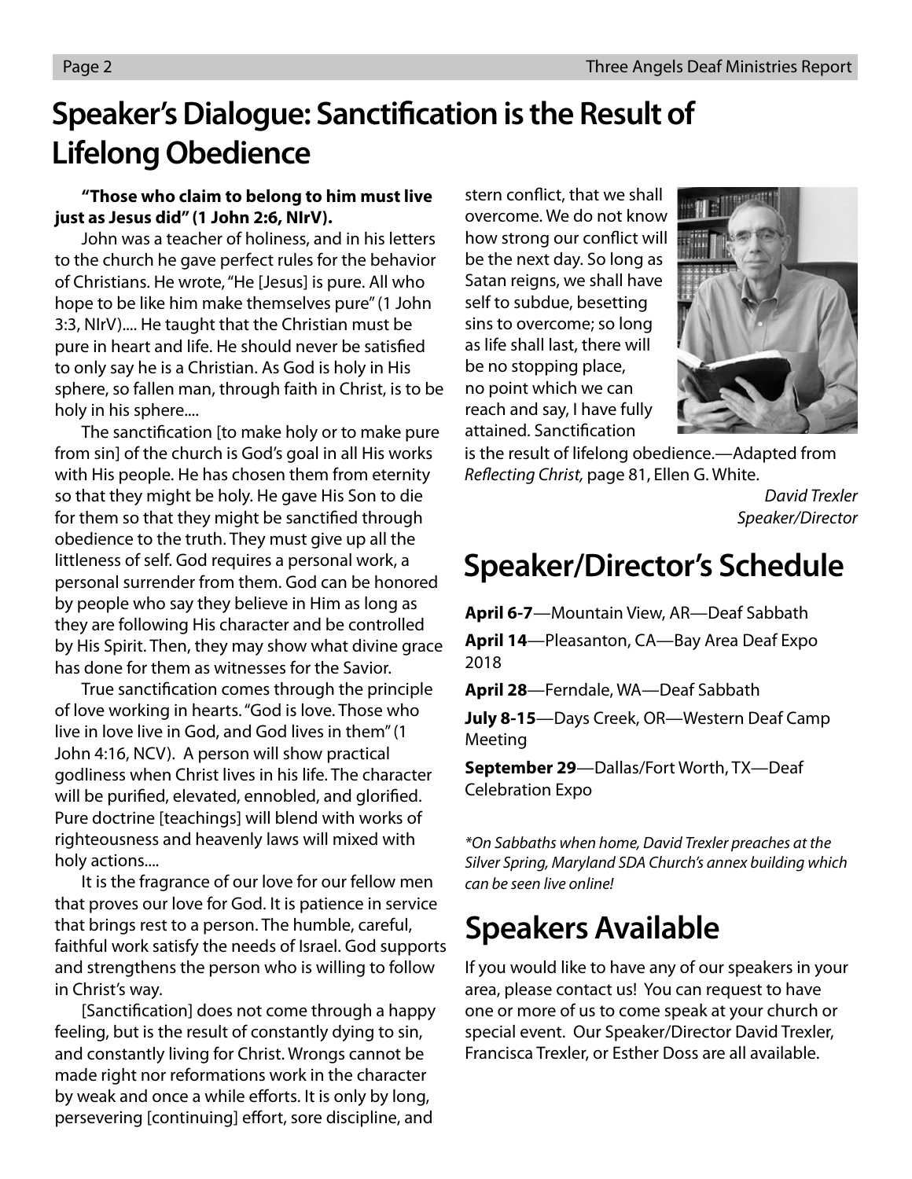# Speaker's Dialogue: Sanctification is the Result of Lifelong Obedience

**"Those who claim to belong to him must live just as Jesus did" (1 John 2:6, NIrV).**

John was a teacher of holiness, and in his letters to the church he gave perfect rules for the behavior of Christians. He wrote, "He [Jesus] is pure. All who hope to be like him make themselves pure" (1 John 3:3, NIrV).... He taught that the Christian must be pure in heart and life. He should never be satisfied to only say he is a Christian. As God is holy in His sphere, so fallen man, through faith in Christ, is to be holy in his sphere....

The sanctification [to make holy or to make pure from sin] of the church is God's goal in all His works with His people. He has chosen them from eternity so that they might be holy. He gave His Son to die for them so that they might be sanctified through obedience to the truth. They must give up all the littleness of self. God requires a personal work, a personal surrender from them. God can be honored by people who say they believe in Him as long as they are following His character and be controlled by His Spirit. Then, they may show what divine grace has done for them as witnesses for the Savior.

True sanctification comes through the principle of love working in hearts. "God is love. Those who live in love live in God, and God lives in them" (1 John 4:16, NCV). A person will show practical godliness when Christ lives in his life. The character will be purified, elevated, ennobled, and glorified. Pure doctrine [teachings] will blend with works of righteousness and heavenly laws will mixed with holy actions....

It is the fragrance of our love for our fellow men that proves our love for God. It is patience in service that brings rest to a person. The humble, careful, faithful work satisfy the needs of Israel. God supports and strengthens the person who is willing to follow in Christ's way.

[Sanctification] does not come through a happy feeling, but is the result of constantly dying to sin, and constantly living for Christ. Wrongs cannot be made right nor reformations work in the character by weak and once a while efforts. It is only by long, persevering [continuing] effort, sore discipline, and stern conflict, that we shall overcome. We do not know how strong our conflict will be the next day. So long as Satan reigns, we shall have self to subdue, besetting sins to overcome; so long as life shall last, there will be no stopping place, no point which we can reach and say, I have fully attained. Sanctification is the result of lifelong obedience.—Adapted from *Reflecting Christ,* page 81, Ellen G. White.

*David Trexler*
*Speaker/Director*

# Speaker/Director's Schedule

**April 6-7**—Mountain View, AR—Deaf Sabbath

**April 14**—Pleasanton, CA—Bay Area Deaf Expo 2018

**April 28**—Ferndale, WA—Deaf Sabbath

**July 8-15**—Days Creek, OR—Western Deaf Camp Meeting

**September 29**—Dallas/Fort Worth, TX—Deaf Celebration Expo

*\*On Sabbaths when home, David Trexler preaches at the Silver Spring, Maryland SDA Church's annex building which can be seen live online!*

# Speakers Available

If you would like to have any of our speakers in your area, please contact us! You can request to have one or more of us to come speak at your church or special event. Our Speaker/Director David Trexler, Francisca Trexler, or Esther Doss are all available.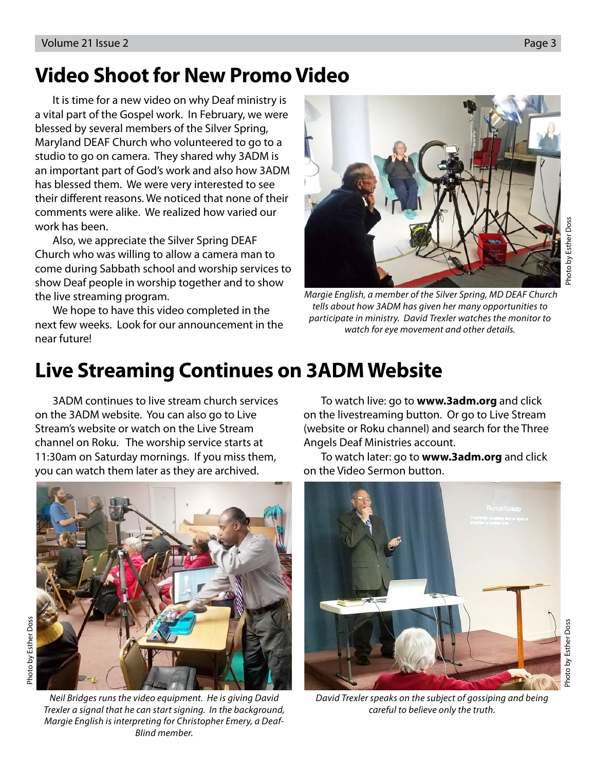## Video Shoot for New Promo Video

It is time for a new video on why Deaf ministry is a vital part of the Gospel work. In February, we were blessed by several members of the Silver Spring, Maryland DEAF Church who volunteered to go to a studio to go on camera. They shared why 3ADM is an important part of God's work and also how 3ADM has blessed them. We were very interested to see their different reasons. We noticed that none of their comments were alike. We realized how varied our work has been.

Also, we appreciate the Silver Spring DEAF Church who was willing to allow a camera man to come during Sabbath school and worship services to show Deaf people in worship together and to show the live streaming program.

We hope to have this video completed in the next few weeks. Look for our announcement in the near future!

Photo by Esther Doss

*Margie English, a member of the Silver Spring, MD DEAF Church tells about how 3ADM has given her many opportunities to participate in ministry. David Trexler watches the monitor to watch for eye movement and other details.*

## Live Streaming Continues on 3ADM Website

3ADM continues to live stream church services on the 3ADM website. You can also go to Live Stream's website or watch on the Live Stream channel on Roku. The worship service starts at 11:30am on Saturday mornings. If you miss them, you can watch them later as they are archived.

To watch live: go to **www.3adm.org** and click on the livestreaming button. Or go to Live Stream (website or Roku channel) and search for the Three Angels Deaf Ministries account.

To watch later: go to **www.3adm.org** and click on the Video Sermon button.

Photo by Esther Doss

*Neil Bridges runs the video equipment. He is giving David Trexler a signal that he can start signing. In the background, Margie English is interpreting for Christopher Emery, a Deaf-Blind member.*

Photo by Esther Doss

*David Trexler speaks on the subject of gossiping and being careful to believe only the truth.*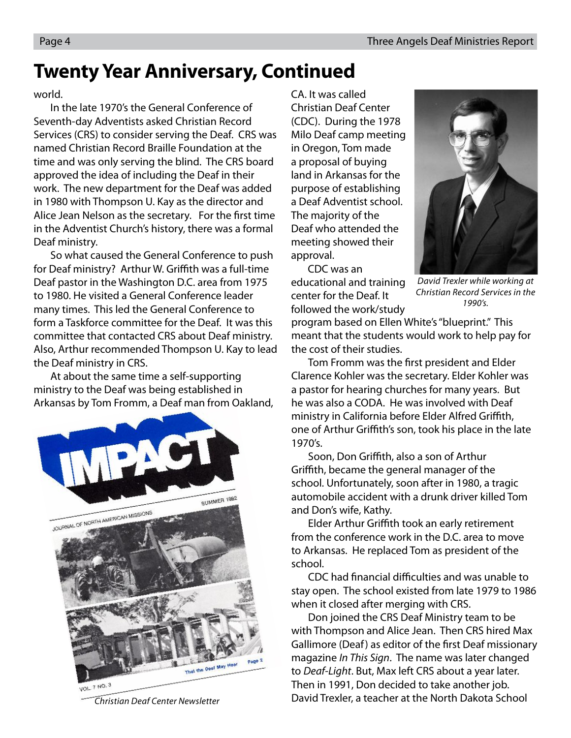# Twenty Year Anniversary, Continued

world.

In the late 1970's the General Conference of Seventh-day Adventists asked Christian Record Services (CRS) to consider serving the Deaf. CRS was named Christian Record Braille Foundation at the time and was only serving the blind. The CRS board approved the idea of including the Deaf in their work. The new department for the Deaf was added in 1980 with Thompson U. Kay as the director and Alice Jean Nelson as the secretary. For the first time in the Adventist Church's history, there was a formal Deaf ministry.

So what caused the General Conference to push for Deaf ministry? Arthur W. Griffith was a full-time Deaf pastor in the Washington D.C. area from 1975 to 1980. He visited a General Conference leader many times. This led the General Conference to form a Taskforce committee for the Deaf. It was this committee that contacted CRS about Deaf ministry. Also, Arthur recommended Thompson U. Kay to lead the Deaf ministry in CRS.

At about the same time a self-supporting ministry to the Deaf was being established in Arkansas by Tom Fromm, a Deaf man from Oakland, CA. It was called Christian Deaf Center (CDC). During the 1978 Milo Deaf camp meeting in Oregon, Tom made a proposal of buying land in Arkansas for the purpose of establishing a Deaf Adventist school. The majority of the Deaf who attended the meeting showed their approval.

*Christian Deaf Center Newsletter*

CDC was an educational and training center for the Deaf. It followed the work/study program based on Ellen White's "blueprint." This meant that the students would work to help pay for the cost of their studies.

*David Trexler while working at Christian Record Services in the 1990's.*

Tom Fromm was the first president and Elder Clarence Kohler was the secretary. Elder Kohler was a pastor for hearing churches for many years. But he was also a CODA. He was involved with Deaf ministry in California before Elder Alfred Griffith, one of Arthur Griffith's son, took his place in the late 1970's.

Soon, Don Griffith, also a son of Arthur Griffith, became the general manager of the school. Unfortunately, soon after in 1980, a tragic automobile accident with a drunk driver killed Tom and Don's wife, Kathy.

Elder Arthur Griffith took an early retirement from the conference work in the D.C. area to move to Arkansas. He replaced Tom as president of the school.

CDC had financial difficulties and was unable to stay open. The school existed from late 1979 to 1986 when it closed after merging with CRS.

Don joined the CRS Deaf Ministry team to be with Thompson and Alice Jean. Then CRS hired Max Gallimore (Deaf) as editor of the first Deaf missionary magazine *In This Sign*. The name was later changed to *Deaf-Light*. But, Max left CRS about a year later. Then in 1991, Don decided to take another job. David Trexler, a teacher at the North Dakota School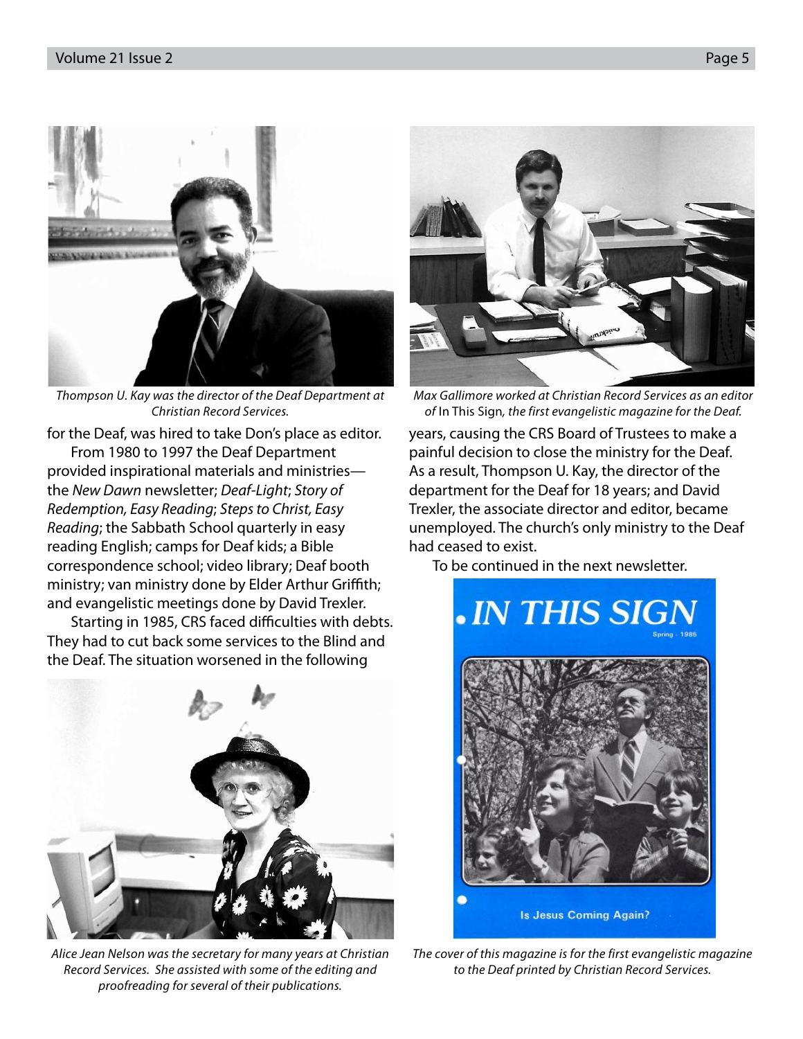*Thompson U. Kay was the director of the Deaf Department at Christian Record Services.*

for the Deaf, was hired to take Don's place as editor.

From 1980 to 1997 the Deaf Department provided inspirational materials and ministries—the *New Dawn* newsletter; *Deaf-Light*; *Story of Redemption, Easy Reading*; *Steps to Christ, Easy Reading*; the Sabbath School quarterly in easy reading English; camps for Deaf kids; a Bible correspondence school; video library; Deaf booth ministry; van ministry done by Elder Arthur Griffith; and evangelistic meetings done by David Trexler.

Starting in 1985, CRS faced difficulties with debts. They had to cut back some services to the Blind and the Deaf. The situation worsened in the following years, causing the CRS Board of Trustees to make a painful decision to close the ministry for the Deaf. As a result, Thompson U. Kay, the director of the department for the Deaf for 18 years; and David Trexler, the associate director and editor, became unemployed. The church's only ministry to the Deaf had ceased to exist.

To be continued in the next newsletter.

*Alice Jean Nelson was the secretary for many years at Christian Record Services. She assisted with some of the editing and proofreading for several of their publications.*

*Max Gallimore worked at Christian Record Services as an editor of* In This Sign*, the first evangelistic magazine for the Deaf.*

*The cover of this magazine is for the first evangelistic magazine to the Deaf printed by Christian Record Services.*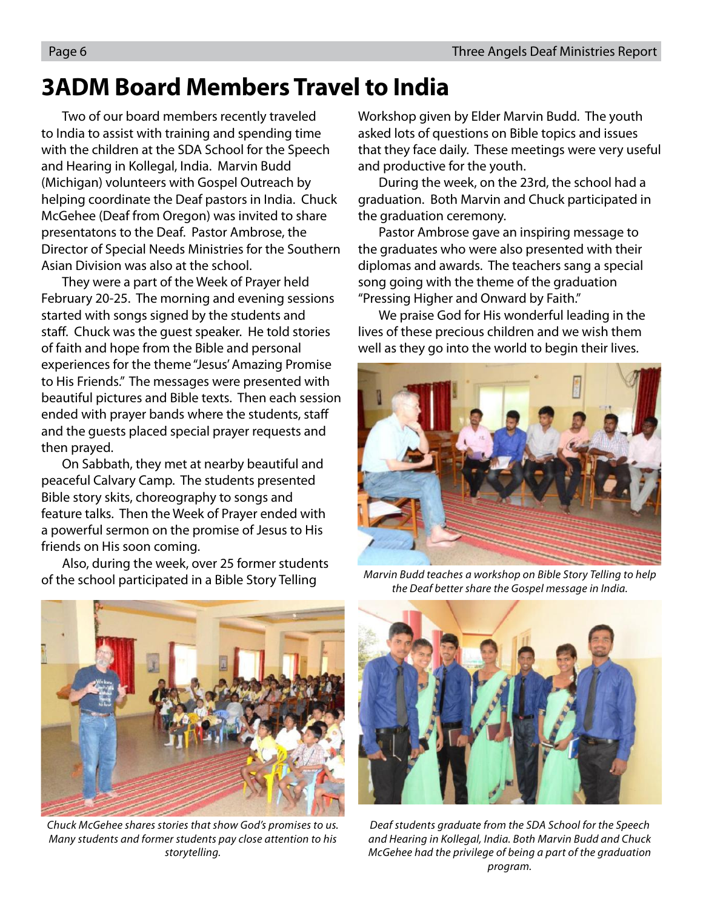# 3ADM Board Members Travel to India

Two of our board members recently traveled to India to assist with training and spending time with the children at the SDA School for the Speech and Hearing in Kollegal, India. Marvin Budd (Michigan) volunteers with Gospel Outreach by helping coordinate the Deaf pastors in India. Chuck McGehee (Deaf from Oregon) was invited to share presentatons to the Deaf. Pastor Ambrose, the Director of Special Needs Ministries for the Southern Asian Division was also at the school.

They were a part of the Week of Prayer held February 20-25. The morning and evening sessions started with songs signed by the students and staff. Chuck was the guest speaker. He told stories of faith and hope from the Bible and personal experiences for the theme "Jesus' Amazing Promise to His Friends." The messages were presented with beautiful pictures and Bible texts. Then each session ended with prayer bands where the students, staff and the guests placed special prayer requests and then prayed.

On Sabbath, they met at nearby beautiful and peaceful Calvary Camp. The students presented Bible story skits, choreography to songs and feature talks. Then the Week of Prayer ended with a powerful sermon on the promise of Jesus to His friends on His soon coming.

Also, during the week, over 25 former students of the school participated in a Bible Story Telling Workshop given by Elder Marvin Budd. The youth asked lots of questions on Bible topics and issues that they face daily. These meetings were very useful and productive for the youth.

During the week, on the 23rd, the school had a graduation. Both Marvin and Chuck participated in the graduation ceremony.

Pastor Ambrose gave an inspiring message to the graduates who were also presented with their diplomas and awards. The teachers sang a special song going with the theme of the graduation "Pressing Higher and Onward by Faith."

We praise God for His wonderful leading in the lives of these precious children and we wish them well as they go into the world to begin their lives.

*Marvin Budd teaches a workshop on Bible Story Telling to help the Deaf better share the Gospel message in India.*

*Chuck McGehee shares stories that show God's promises to us. Many students and former students pay close attention to his storytelling.*

*Deaf students graduate from the SDA School for the Speech and Hearing in Kollegal, India. Both Marvin Budd and Chuck McGehee had the privilege of being a part of the graduation program.*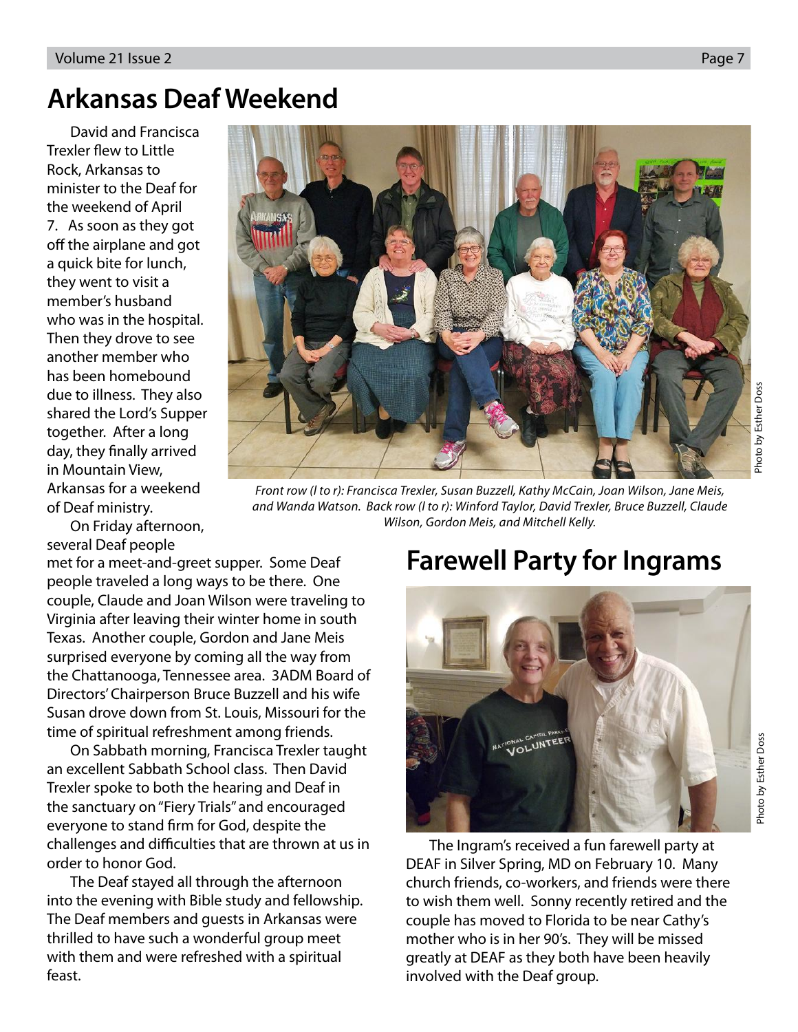# Arkansas Deaf Weekend

David and Francisca Trexler flew to Little Rock, Arkansas to minister to the Deaf for the weekend of April 7. As soon as they got off the airplane and got a quick bite for lunch, they went to visit a member's husband who was in the hospital. Then they drove to see another member who has been homebound due to illness. They also shared the Lord's Supper together. After a long day, they finally arrived in Mountain View, Arkansas for a weekend of Deaf ministry.

*Front row (l to r): Francisca Trexler, Susan Buzzell, Kathy McCain, Joan Wilson, Jane Meis, and Wanda Watson. Back row (l to r): Winford Taylor, David Trexler, Bruce Buzzell, Claude Wilson, Gordon Meis, and Mitchell Kelly.*

Photo by Esther Doss

On Friday afternoon, several Deaf people met for a meet-and-greet supper. Some Deaf people traveled a long ways to be there. One couple, Claude and Joan Wilson were traveling to Virginia after leaving their winter home in south Texas. Another couple, Gordon and Jane Meis surprised everyone by coming all the way from the Chattanooga, Tennessee area. 3ADM Board of Directors' Chairperson Bruce Buzzell and his wife Susan drove down from St. Louis, Missouri for the time of spiritual refreshment among friends.

On Sabbath morning, Francisca Trexler taught an excellent Sabbath School class. Then David Trexler spoke to both the hearing and Deaf in the sanctuary on "Fiery Trials" and encouraged everyone to stand firm for God, despite the challenges and difficulties that are thrown at us in order to honor God.

The Deaf stayed all through the afternoon into the evening with Bible study and fellowship. The Deaf members and guests in Arkansas were thrilled to have such a wonderful group meet with them and were refreshed with a spiritual feast.

# Farewell Party for Ingrams

Photo by Esther Doss

The Ingram's received a fun farewell party at DEAF in Silver Spring, MD on February 10. Many church friends, co-workers, and friends were there to wish them well. Sonny recently retired and the couple has moved to Florida to be near Cathy's mother who is in her 90's. They will be missed greatly at DEAF as they both have been heavily involved with the Deaf group.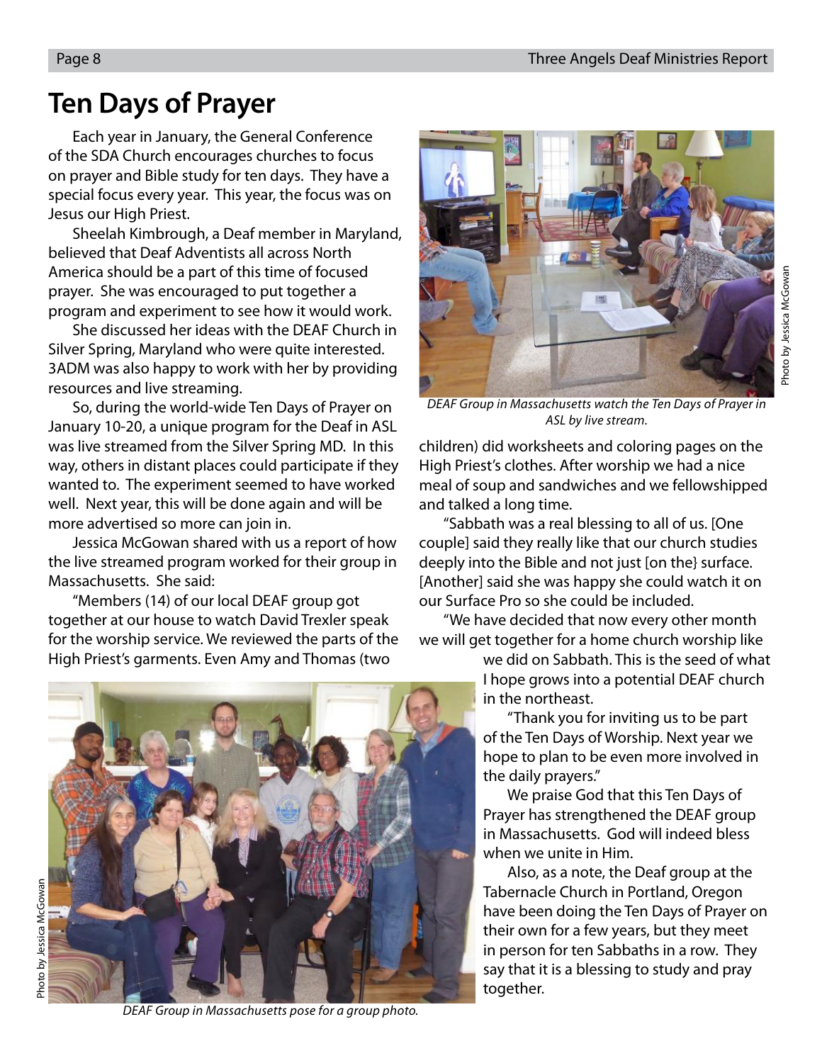# Ten Days of Prayer

Each year in January, the General Conference of the SDA Church encourages churches to focus on prayer and Bible study for ten days. They have a special focus every year. This year, the focus was on Jesus our High Priest.

Sheelah Kimbrough, a Deaf member in Maryland, believed that Deaf Adventists all across North America should be a part of this time of focused prayer. She was encouraged to put together a program and experiment to see how it would work.

She discussed her ideas with the DEAF Church in Silver Spring, Maryland who were quite interested. 3ADM was also happy to work with her by providing resources and live streaming.

So, during the world-wide Ten Days of Prayer on January 10-20, a unique program for the Deaf in ASL was live streamed from the Silver Spring MD. In this way, others in distant places could participate if they wanted to. The experiment seemed to have worked well. Next year, this will be done again and will be more advertised so more can join in.

Jessica McGowan shared with us a report of how the live streamed program worked for their group in Massachusetts. She said:

"Members (14) of our local DEAF group got together at our house to watch David Trexler speak for the worship service. We reviewed the parts of the High Priest's garments. Even Amy and Thomas (two children) did worksheets and coloring pages on the High Priest's clothes. After worship we had a nice meal of soup and sandwiches and we fellowshipped and talked a long time.

"Sabbath was a real blessing to all of us. [One couple] said they really like that our church studies deeply into the Bible and not just [on the} surface. [Another] said she was happy she could watch it on our Surface Pro so she could be included.

"We have decided that now every other month we will get together for a home church worship like we did on Sabbath. This is the seed of what I hope grows into a potential DEAF church in the northeast.

"Thank you for inviting us to be part of the Ten Days of Worship. Next year we hope to plan to be even more involved in the daily prayers."

We praise God that this Ten Days of Prayer has strengthened the DEAF group in Massachusetts. God will indeed bless when we unite in Him.

Also, as a note, the Deaf group at the Tabernacle Church in Portland, Oregon have been doing the Ten Days of Prayer on their own for a few years, but they meet in person for ten Sabbaths in a row. They say that it is a blessing to study and pray together.

Photo by Jessica McGowan

*DEAF Group in Massachusetts watch the Ten Days of Prayer in ASL by live stream.*

Photo by Jessica McGowan

*DEAF Group in Massachusetts pose for a group photo.*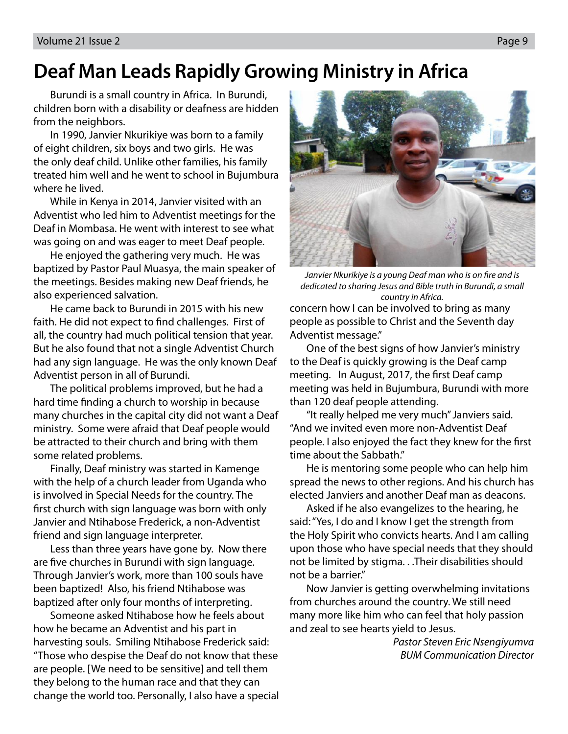# Deaf Man Leads Rapidly Growing Ministry in Africa

Burundi is a small country in Africa. In Burundi, children born with a disability or deafness are hidden from the neighbors.

In 1990, Janvier Nkurikiye was born to a family of eight children, six boys and two girls. He was the only deaf child. Unlike other families, his family treated him well and he went to school in Bujumbura where he lived.

While in Kenya in 2014, Janvier visited with an Adventist who led him to Adventist meetings for the Deaf in Mombasa. He went with interest to see what was going on and was eager to meet Deaf people.

He enjoyed the gathering very much. He was baptized by Pastor Paul Muasya, the main speaker of the meetings. Besides making new Deaf friends, he also experienced salvation.

He came back to Burundi in 2015 with his new faith. He did not expect to find challenges. First of all, the country had much political tension that year. But he also found that not a single Adventist Church had any sign language. He was the only known Deaf Adventist person in all of Burundi.

The political problems improved, but he had a hard time finding a church to worship in because many churches in the capital city did not want a Deaf ministry. Some were afraid that Deaf people would be attracted to their church and bring with them some related problems.

Finally, Deaf ministry was started in Kamenge with the help of a church leader from Uganda who is involved in Special Needs for the country. The first church with sign language was born with only Janvier and Ntihabose Frederick, a non-Adventist friend and sign language interpreter.

Less than three years have gone by. Now there are five churches in Burundi with sign language. Through Janvier's work, more than 100 souls have been baptized! Also, his friend Ntihabose was baptized after only four months of interpreting.

Someone asked Ntihabose how he feels about how he became an Adventist and his part in harvesting souls. Smiling Ntihabose Frederick said: "Those who despise the Deaf do not know that these are people. [We need to be sensitive] and tell them they belong to the human race and that they can change the world too. Personally, I also have a special concern how I can be involved to bring as many people as possible to Christ and the Seventh day Adventist message."

*Janvier Nkurikiye is a young Deaf man who is on fire and is dedicated to sharing Jesus and Bible truth in Burundi, a small country in Africa.*

One of the best signs of how Janvier's ministry to the Deaf is quickly growing is the Deaf camp meeting. In August, 2017, the first Deaf camp meeting was held in Bujumbura, Burundi with more than 120 deaf people attending.

"It really helped me very much" Janviers said. "And we invited even more non-Adventist Deaf people. I also enjoyed the fact they knew for the first time about the Sabbath."

He is mentoring some people who can help him spread the news to other regions. And his church has elected Janviers and another Deaf man as deacons.

Asked if he also evangelizes to the hearing, he said: "Yes, I do and I know I get the strength from the Holy Spirit who convicts hearts. And I am calling upon those who have special needs that they should not be limited by stigma. . .Their disabilities should not be a barrier."

Now Janvier is getting overwhelming invitations from churches around the country. We still need many more like him who can feel that holy passion and zeal to see hearts yield to Jesus.

*Pastor Steven Eric Nsengiyumva*
*BUM Communication Director*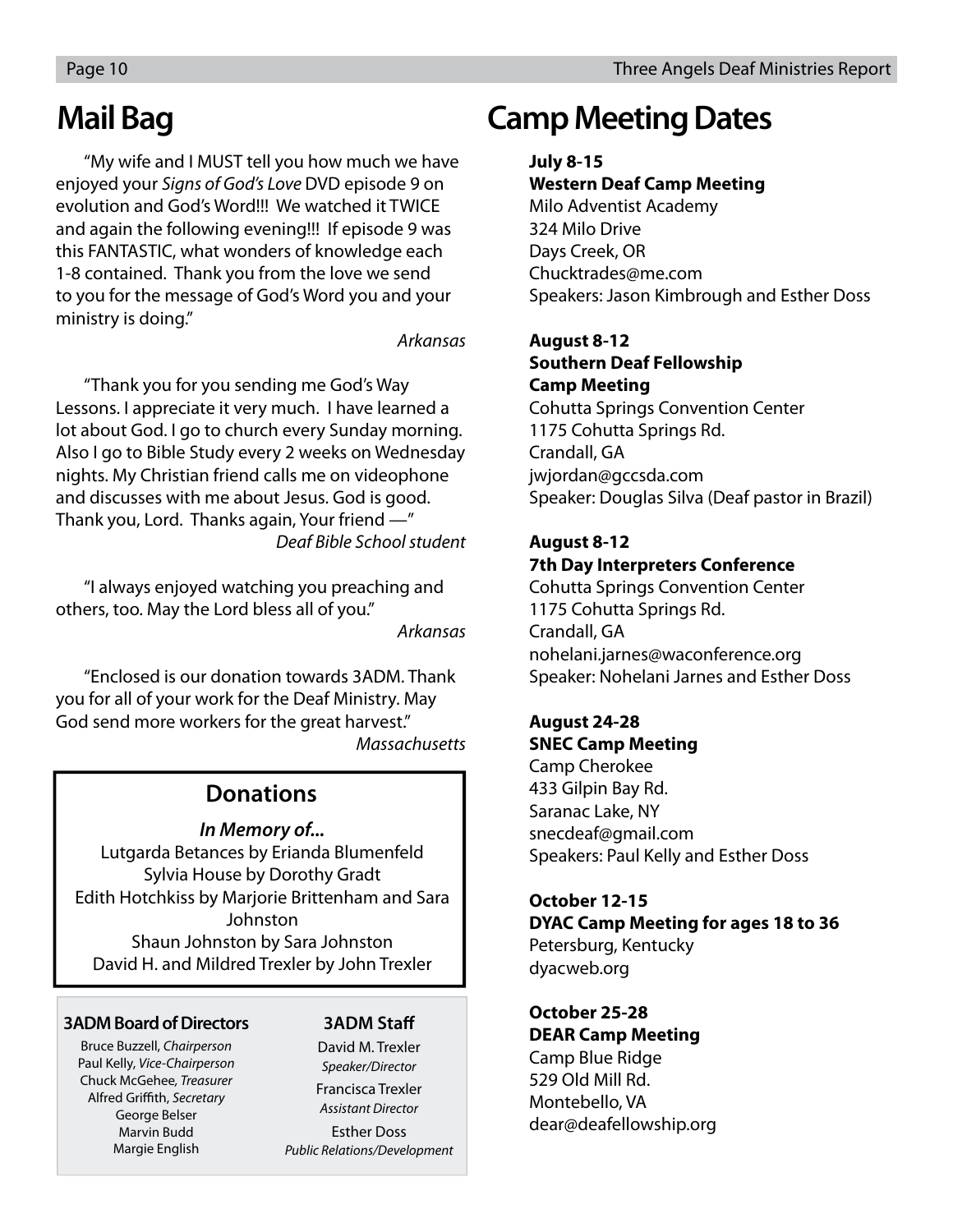## Mail Bag

"My wife and I MUST tell you how much we have enjoyed your *Signs of God's Love* DVD episode 9 on evolution and God's Word!!! We watched it TWICE and again the following evening!!! If episode 9 was this FANTASTIC, what wonders of knowledge each 1-8 contained. Thank you from the love we send to you for the message of God's Word you and your ministry is doing."

*Arkansas*

"Thank you for you sending me God's Way Lessons. I appreciate it very much. I have learned a lot about God. I go to church every Sunday morning. Also I go to Bible Study every 2 weeks on Wednesday nights. My Christian friend calls me on videophone and discusses with me about Jesus. God is good. Thank you, Lord. Thanks again, Your friend —"

*Deaf Bible School student*

"I always enjoyed watching you preaching and others, too. May the Lord bless all of you."

*Arkansas*

"Enclosed is our donation towards 3ADM. Thank you for all of your work for the Deaf Ministry. May God send more workers for the great harvest."

*Massachusetts*

### Donations

***In Memory of...***

Lutgarda Betances by Erianda Blumenfeld
Sylvia House by Dorothy Gradt
Edith Hotchkiss by Marjorie Brittenham and Sara Johnston
Shaun Johnston by Sara Johnston
David H. and Mildred Trexler by John Trexler

**3ADM Board of Directors**

Bruce Buzzell, *Chairperson*
Paul Kelly, *Vice-Chairperson*
Chuck McGehee, *Treasurer*
Alfred Griffith, *Secretary*
George Belser
Marvin Budd
Margie English

**3ADM Staff**

David M. Trexler
*Speaker/Director*

Francisca Trexler
*Assistant Director*

Esther Doss
*Public Relations/Development*

## Camp Meeting Dates

**July 8-15**
**Western Deaf Camp Meeting**
Milo Adventist Academy
324 Milo Drive
Days Creek, OR
Chucktrades@me.com
Speakers: Jason Kimbrough and Esther Doss

**August 8-12**
**Southern Deaf Fellowship Camp Meeting**
Cohutta Springs Convention Center
1175 Cohutta Springs Rd.
Crandall, GA
jwjordan@gccsda.com
Speaker: Douglas Silva (Deaf pastor in Brazil)

**August 8-12**
**7th Day Interpreters Conference**
Cohutta Springs Convention Center
1175 Cohutta Springs Rd.
Crandall, GA
nohelani.jarnes@waconference.org
Speaker: Nohelani Jarnes and Esther Doss

**August 24-28**
**SNEC Camp Meeting**
Camp Cherokee
433 Gilpin Bay Rd.
Saranac Lake, NY
snecdeaf@gmail.com
Speakers: Paul Kelly and Esther Doss

**October 12-15**
**DYAC Camp Meeting for ages 18 to 36**
Petersburg, Kentucky
dyacweb.org

**October 25-28**
**DEAR Camp Meeting**
Camp Blue Ridge
529 Old Mill Rd.
Montebello, VA
dear@deafellowship.org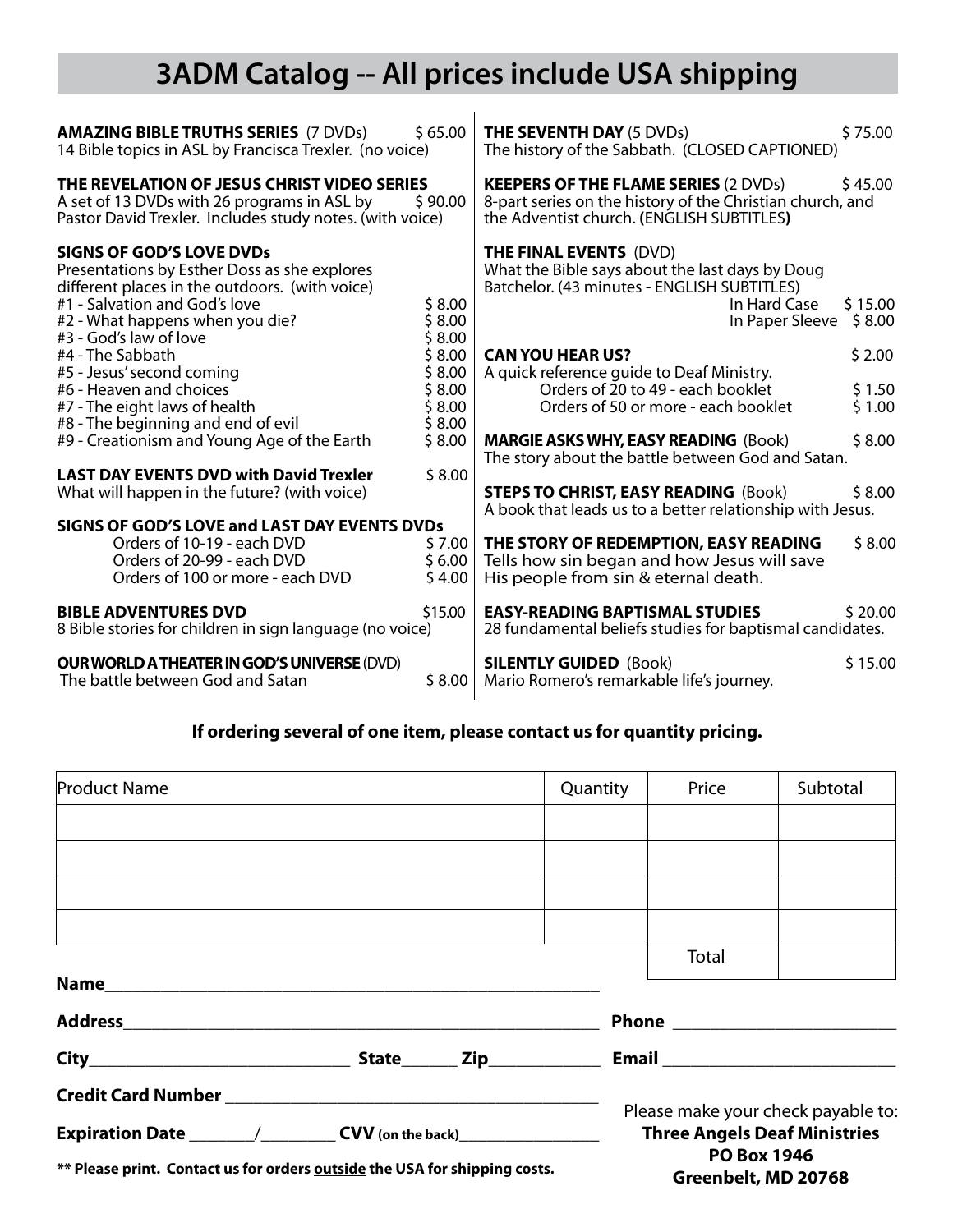# 3ADM Catalog -- All prices include USA shipping

**AMAZING BIBLE TRUTHS SERIES** (7 DVDs) $ 65.00
14 Bible topics in ASL by Francisca Trexler. (no voice)

**THE REVELATION OF JESUS CHRIST VIDEO SERIES**
A set of 13 DVDs with 26 programs in ASL by Pastor David Trexler. Includes study notes. (with voice) $ 90.00

**SIGNS OF GOD'S LOVE DVDs**
Presentations by Esther Doss as she explores different places in the outdoors. (with voice)

| | |
|---|---|
| #1 - Salvation and God's love | $ 8.00 |
| #2 - What happens when you die? | $ 8.00 |
| #3 - God's law of love | $ 8.00 |
| #4 - The Sabbath | $ 8.00 |
| #5 - Jesus' second coming | $ 8.00 |
| #6 - Heaven and choices | $ 8.00 |
| #7 - The eight laws of health | $ 8.00 |
| #8 - The beginning and end of evil | $ 8.00 |
| #9 - Creationism and Young Age of the Earth | $ 8.00 |

**LAST DAY EVENTS DVD with David Trexler** $ 8.00
What will happen in the future? (with voice)

**SIGNS OF GOD'S LOVE and LAST DAY EVENTS DVDs**

| | |
|---|---|
| Orders of 10-19 - each DVD | $ 7.00 |
| Orders of 20-99 - each DVD | $ 6.00 |
| Orders of 100 or more - each DVD | $ 4.00 |

**BIBLE ADVENTURES DVD** $15.00
8 Bible stories for children in sign language (no voice)

**OUR WORLD A THEATER IN GOD'S UNIVERSE** (DVD)
The battle between God and Satan $ 8.00

**THE SEVENTH DAY** (5 DVDs) $ 75.00
The history of the Sabbath. (CLOSED CAPTIONED)

**KEEPERS OF THE FLAME SERIES** (2 DVDs) $ 45.00
8-part series on the history of the Christian church, and the Adventist church. **(**ENGLISH SUBTITLES**)**

**THE FINAL EVENTS** (DVD)
What the Bible says about the last days by Doug Batchelor. (43 minutes - ENGLISH SUBTITLES)

| | |
|---|---|
| In Hard Case | $ 15.00 |
| In Paper Sleeve | $ 8.00 |

**CAN YOU HEAR US?** $ 2.00
A quick reference guide to Deaf Ministry.

| | |
|---|---|
| Orders of 20 to 49 - each booklet | $ 1.50 |
| Orders of 50 or more - each booklet | $ 1.00 |

**MARGIE ASKS WHY, EASY READING** (Book) $ 8.00
The story about the battle between God and Satan.

**STEPS TO CHRIST, EASY READING** (Book) $ 8.00
A book that leads us to a better relationship with Jesus.

**THE STORY OF REDEMPTION, EASY READING** $ 8.00
Tells how sin began and how Jesus will save His people from sin & eternal death.

**EASY-READING BAPTISMAL STUDIES** $ 20.00
28 fundamental beliefs studies for baptismal candidates.

**SILENTLY GUIDED** (Book) $ 15.00
Mario Romero's remarkable life's journey.

**If ordering several of one item, please contact us for quantity pricing.**

| Product Name | Quantity | Price | Subtotal |
|---|---|---|---|
| | | | |
| | | | |
| | | | |
| | | | |
| | | Total | |

**Name**\_\_\_\_\_\_\_\_\_\_\_\_\_\_\_\_\_\_\_\_\_\_\_\_\_\_\_\_\_\_\_\_\_\_\_\_\_\_\_\_

**Address**\_\_\_\_\_\_\_\_\_\_\_\_\_\_\_\_\_\_\_\_\_\_\_\_\_\_\_\_\_\_\_\_\_\_\_\_\_\_ **Phone** \_\_\_\_\_\_\_\_\_\_\_\_\_\_\_\_\_\_\_\_

**City**\_\_\_\_\_\_\_\_\_\_\_\_\_\_\_\_\_\_\_\_ **State**\_\_\_\_\_\_ **Zip**\_\_\_\_\_\_\_\_\_\_ **Email** \_\_\_\_\_\_\_\_\_\_\_\_\_\_\_\_\_\_\_\_

**Credit Card Number** \_\_\_\_\_\_\_\_\_\_\_\_\_\_\_\_\_\_\_\_\_\_\_\_\_\_\_\_\_\_\_\_

**Expiration Date** \_\_\_\_\_\_/\_\_\_\_\_\_\_ **CVV (on the back)**\_\_\_\_\_\_\_\_\_\_\_\_\_\_

**\*\* Please print. Contact us for orders outside the USA for shipping costs.**

Please make your check payable to:
**Three Angels Deaf Ministries**
**PO Box 1946**
**Greenbelt, MD 20768**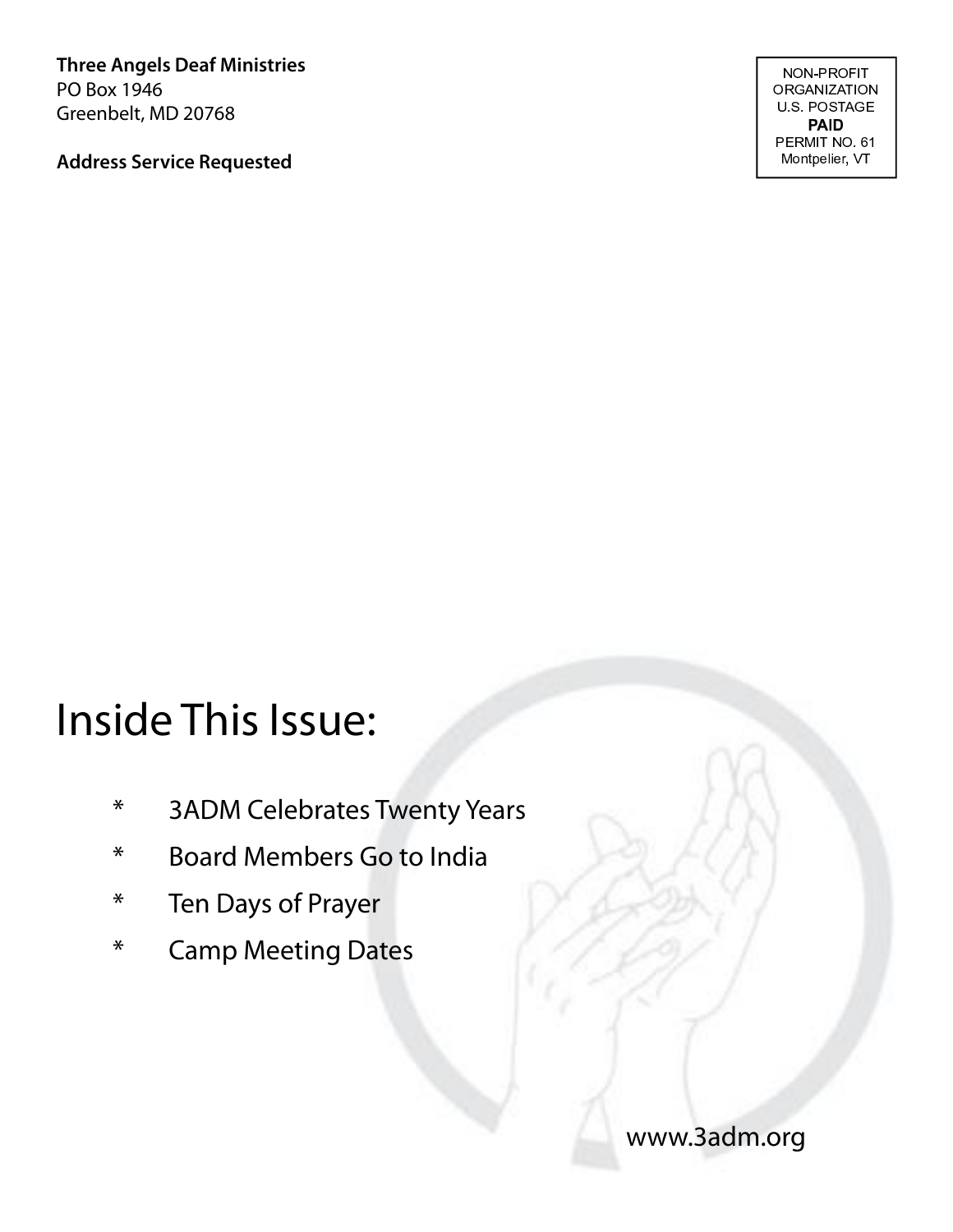**Three Angels Deaf Ministries**
PO Box 1946
Greenbelt, MD 20768

**Address Service Requested**

NON-PROFIT
ORGANIZATION
U.S. POSTAGE
**PAID**
PERMIT NO. 61
Montpelier, VT

# Inside This Issue:

- 3ADM Celebrates Twenty Years
- Board Members Go to India
- Ten Days of Prayer
- Camp Meeting Dates

www.3adm.org